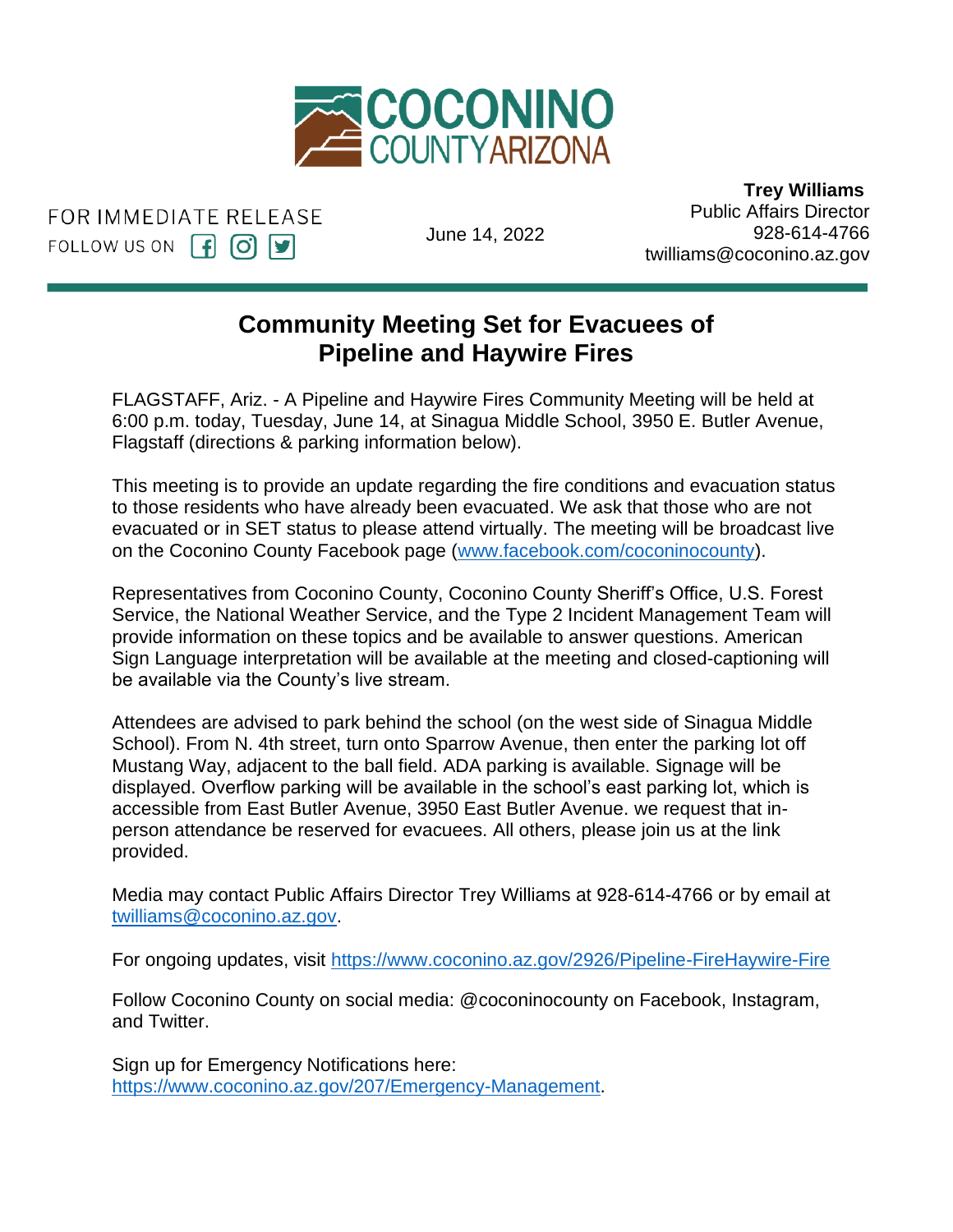COCONINO COUNTY ARIZONA

FOR IMMEDIATE RELEASE
FOLLOW US ON

June 14, 2022

**Trey Williams**
Public Affairs Director
928-614-4766
twilliams@coconino.az.gov

# Community Meeting Set for Evacuees of Pipeline and Haywire Fires

FLAGSTAFF, Ariz. - A Pipeline and Haywire Fires Community Meeting will be held at 6:00 p.m. today, Tuesday, June 14, at Sinagua Middle School, 3950 E. Butler Avenue, Flagstaff (directions & parking information below).

This meeting is to provide an update regarding the fire conditions and evacuation status to those residents who have already been evacuated. We ask that those who are not evacuated or in SET status to please attend virtually. The meeting will be broadcast live on the Coconino County Facebook page ([www.facebook.com/coconinocounty](www.facebook.com/coconinocounty)).

Representatives from Coconino County, Coconino County Sheriff's Office, U.S. Forest Service, the National Weather Service, and the Type 2 Incident Management Team will provide information on these topics and be available to answer questions. American Sign Language interpretation will be available at the meeting and closed-captioning will be available via the County's live stream.

Attendees are advised to park behind the school (on the west side of Sinagua Middle School). From N. 4th street, turn onto Sparrow Avenue, then enter the parking lot off Mustang Way, adjacent to the ball field. ADA parking is available. Signage will be displayed. Overflow parking will be available in the school's east parking lot, which is accessible from East Butler Avenue, 3950 East Butler Avenue. we request that in-person attendance be reserved for evacuees. All others, please join us at the link provided.

Media may contact Public Affairs Director Trey Williams at 928-614-4766 or by email at [twilliams@coconino.az.gov](mailto:twilliams@coconino.az.gov).

For ongoing updates, visit [https://www.coconino.az.gov/2926/Pipeline-FireHaywire-Fire](https://www.coconino.az.gov/2926/Pipeline-FireHaywire-Fire)

Follow Coconino County on social media: @coconinocounty on Facebook, Instagram, and Twitter.

Sign up for Emergency Notifications here:
[https://www.coconino.az.gov/207/Emergency-Management](https://www.coconino.az.gov/207/Emergency-Management).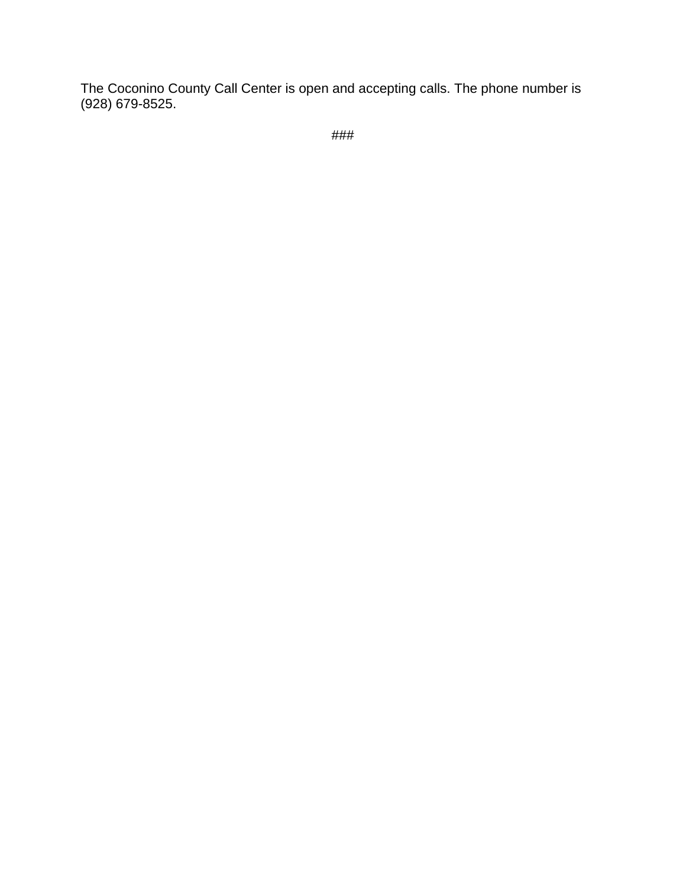The Coconino County Call Center is open and accepting calls. The phone number is (928) 679-8525.

###